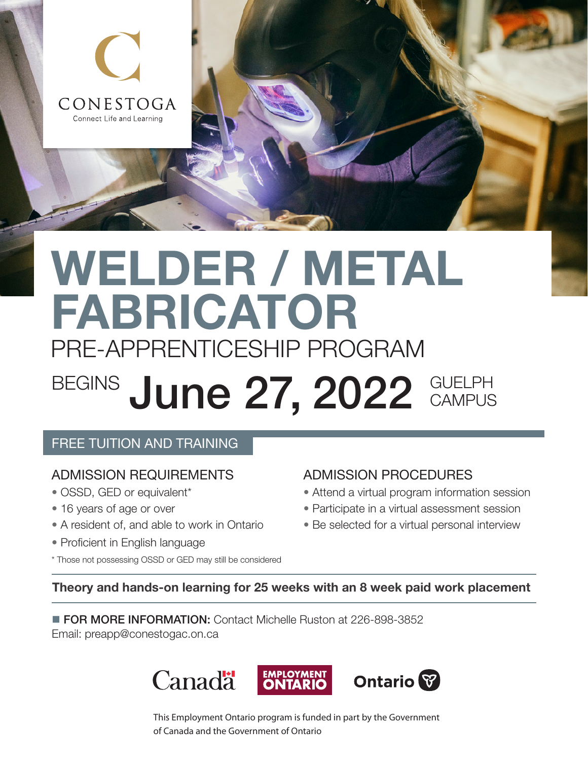CONESTOGA

Connect Life and Learning

# WELDER / METAL FABRICATOR

## PRE-APPRENTICESHIP PROGRAM

BEGINS **June 27, 2022** GUELPH CAMPUS

### FREE TUITION AND TRAINING

### ADMISSION REQUIREMENTS

- OSSD, GED or equivalent*
- 16 years of age or over
- A resident of, and able to work in Ontario
- Proficient in English language

\* Those not possessing OSSD or GED may still be considered

### ADMISSION PROCEDURES

- Attend a virtual program information session
- Participate in a virtual assessment session
- Be selected for a virtual personal interview

**Theory and hands-on learning for 25 weeks with an 8 week paid work placement**

**FOR MORE INFORMATION:** Contact Michelle Ruston at 226-898-3852
Email: preapp@conestogac.on.ca

Canada | EMPLOYMENT ONTARIO | Ontario

This Employment Ontario program is funded in part by the Government of Canada and the Government of Ontario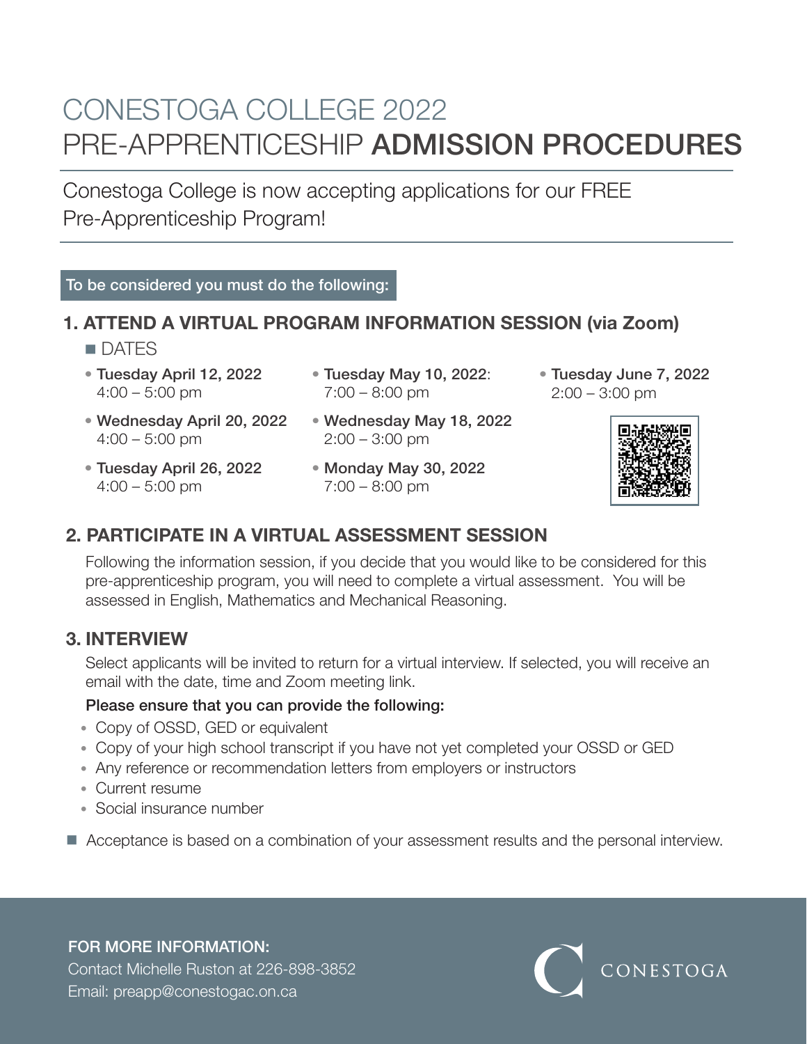# CONESTOGA COLLEGE 2022 PRE-APPRENTICESHIP **ADMISSION PROCEDURES**

Conestoga College is now accepting applications for our FREE Pre-Apprenticeship Program!

**To be considered you must do the following:**

## 1. ATTEND A VIRTUAL PROGRAM INFORMATION SESSION (via Zoom)

DATES

- **Tuesday April 12, 2022**
  4:00 – 5:00 pm
- **Wednesday April 20, 2022**
  4:00 – 5:00 pm
- **Tuesday April 26, 2022**
  4:00 – 5:00 pm
- **Tuesday May 10, 2022**:
  7:00 – 8:00 pm
- **Wednesday May 18, 2022**
  2:00 – 3:00 pm
- **Monday May 30, 2022**
  7:00 – 8:00 pm
- **Tuesday June 7, 2022**
  2:00 – 3:00 pm

## 2. PARTICIPATE IN A VIRTUAL ASSESSMENT SESSION

Following the information session, if you decide that you would like to be considered for this pre-apprenticeship program, you will need to complete a virtual assessment. You will be assessed in English, Mathematics and Mechanical Reasoning.

## 3. INTERVIEW

Select applicants will be invited to return for a virtual interview. If selected, you will receive an email with the date, time and Zoom meeting link.

**Please ensure that you can provide the following:**

- Copy of OSSD, GED or equivalent
- Copy of your high school transcript if you have not yet completed your OSSD or GED
- Any reference or recommendation letters from employers or instructors
- Current resume
- Social insurance number

Acceptance is based on a combination of your assessment results and the personal interview.

**FOR MORE INFORMATION:**

Contact Michelle Ruston at 226-898-3852

Email: preapp@conestogac.on.ca

CONESTOGA